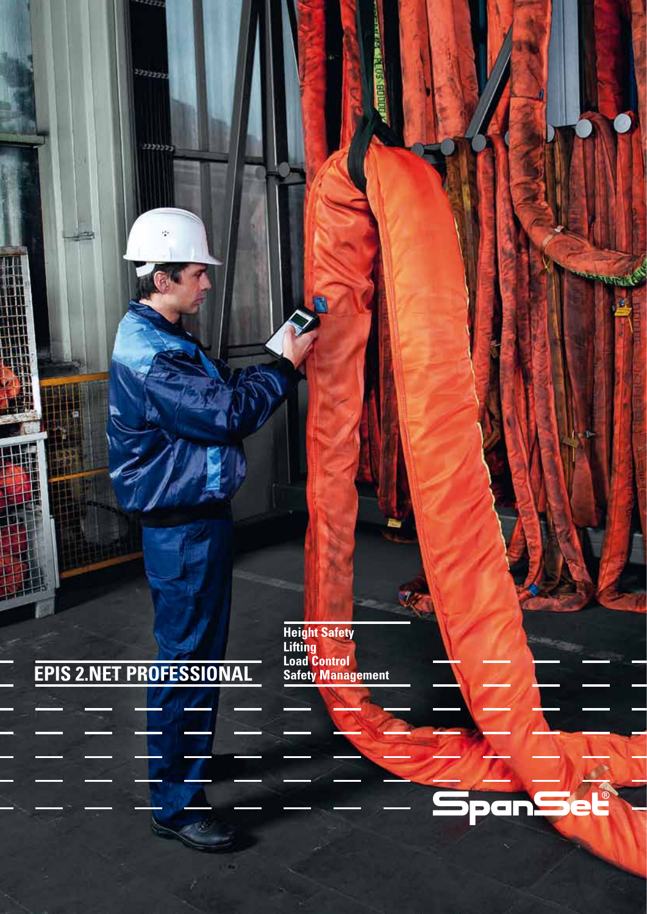# EPIS 2.NET PROFESSIONAL

Height Safety
Lifting
Load Control
Safety Management

SpanSet®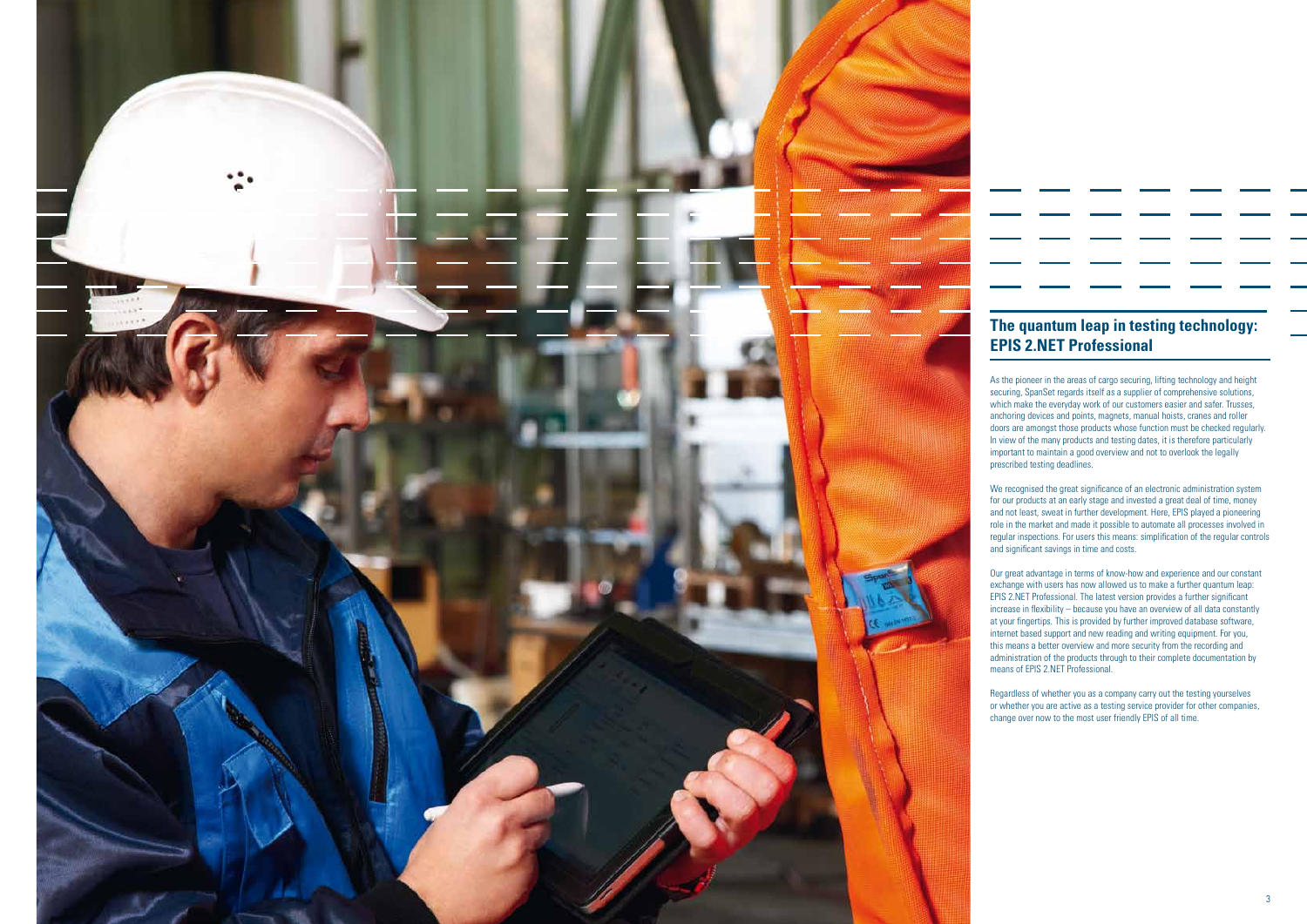## The quantum leap in testing technology: EPIS 2.NET Professional

As the pioneer in the areas of cargo securing, lifting technology and height securing, SpanSet regards itself as a supplier of comprehensive solutions, which make the everyday work of our customers easier and safer. Trusses, anchoring devices and points, magnets, manual hoists, cranes and roller doors are amongst those products whose function must be checked regularly. In view of the many products and testing dates, it is therefore particularly important to maintain a good overview and not to overlook the legally prescribed testing deadlines.

We recognised the great significance of an electronic administration system for our products at an early stage and invested a great deal of time, money and not least, sweat in further development. Here, EPIS played a pioneering role in the market and made it possible to automate all processes involved in regular inspections. For users this means: simplification of the regular controls and significant savings in time and costs.

Our great advantage in terms of know-how and experience and our constant exchange with users has now allowed us to make a further quantum leap: EPIS 2.NET Professional. The latest version provides a further significant increase in flexibility – because you have an overview of all data constantly at your fingertips. This is provided by further improved database software, internet based support and new reading and writing equipment. For you, this means a better overview and more security from the recording and administration of the products through to their complete documentation by means of EPIS 2.NET Professional.

Regardless of whether you as a company carry out the testing yourselves or whether you are active as a testing service provider for other companies, change over now to the most user friendly EPIS of all time.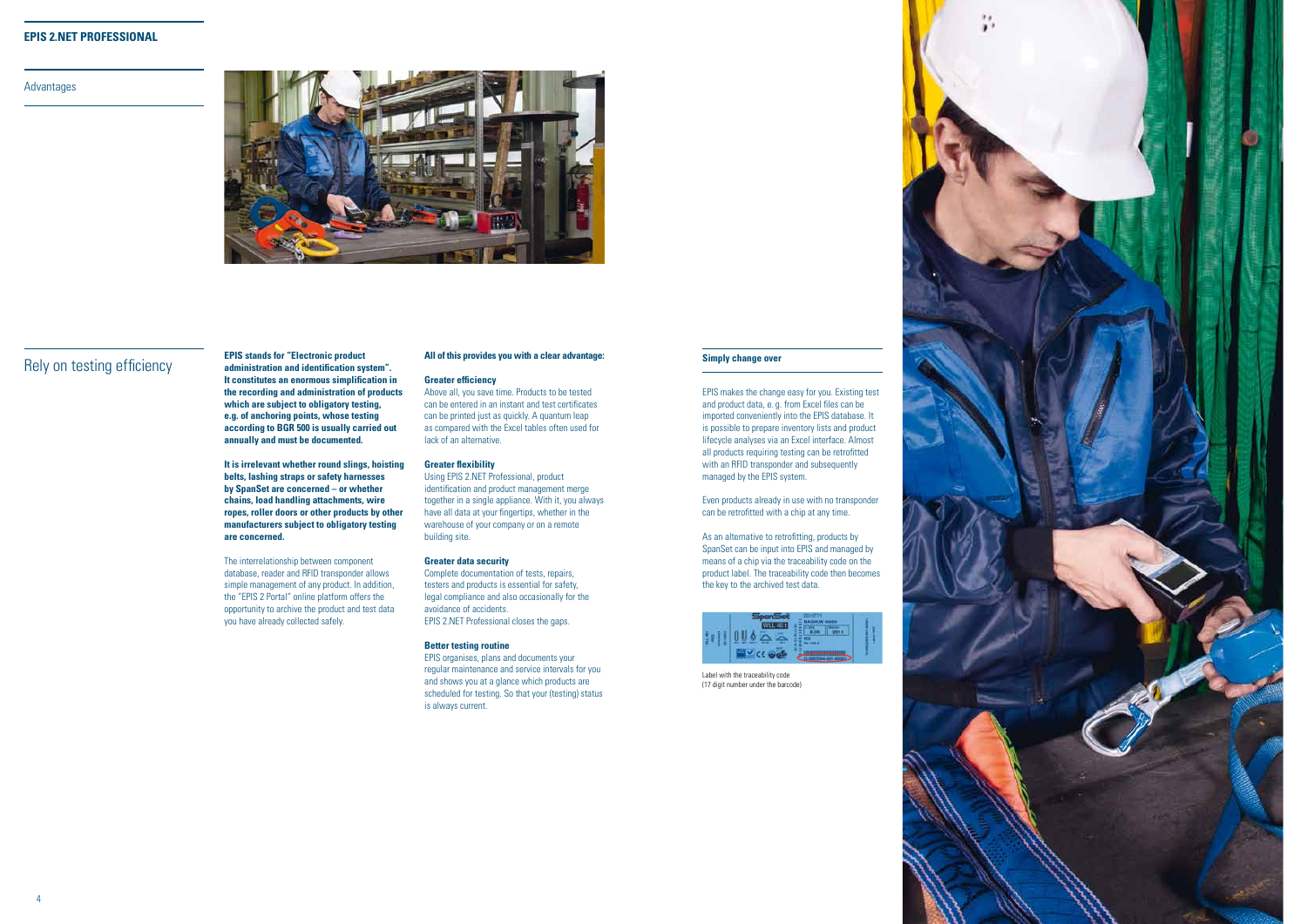# EPIS 2.NET PROFESSIONAL

Advantages

## Rely on testing efficiency

**EPIS stands for "Electronic product administration and identification system". It constitutes an enormous simplification in the recording and administration of products which are subject to obligatory testing, e.g. of anchoring points, whose testing according to BGR 500 is usually carried out annually and must be documented.**

**It is irrelevant whether round slings, hoisting belts, lashing straps or safety harnesses by SpanSet are concerned – or whether chains, load handling attachments, wire ropes, roller doors or other products by other manufacturers subject to obligatory testing are concerned.**

The interrelationship between component database, reader and RFID transponder allows simple management of any product. In addition, the "EPIS 2 Portal" online platform offers the opportunity to archive the product and test data you have already collected safely.

**All of this provides you with a clear advantage:**

**Greater efficiency**
Above all, you save time. Products to be tested can be entered in an instant and test certificates can be printed just as quickly. A quantum leap as compared with the Excel tables often used for lack of an alternative.

**Greater flexibility**
Using EPIS 2.NET Professional, product identification and product management merge together in a single appliance. With it, you always have all data at your fingertips, whether in the warehouse of your company or on a remote building site.

**Greater data security**
Complete documentation of tests, repairs, testers and products is essential for safety, legal compliance and also occasionally for the avoidance of accidents.
EPIS 2.NET Professional closes the gaps.

**Better testing routine**
EPIS organises, plans and documents your regular maintenance and service intervals for you and shows you at a glance which products are scheduled for testing. So that your (testing) status is always current.

**Simply change over**

EPIS makes the change easy for you. Existing test and product data, e. g. from Excel files can be imported conveniently into the EPIS database. It is possible to prepare inventory lists and product lifecycle analyses via an Excel interface. Almost all products requiring testing can be retrofitted with an RFID transponder and subsequently managed by the EPIS system.

Even products already in use with no transponder can be retrofitted with a chip at any time.

As an alternative to retrofitting, products by SpanSet can be input into EPIS and managed by means of a chip via the traceability code on the product label. The traceability code then becomes the key to the archived test data.

Label with the traceability code
(17 digit number under the barcode)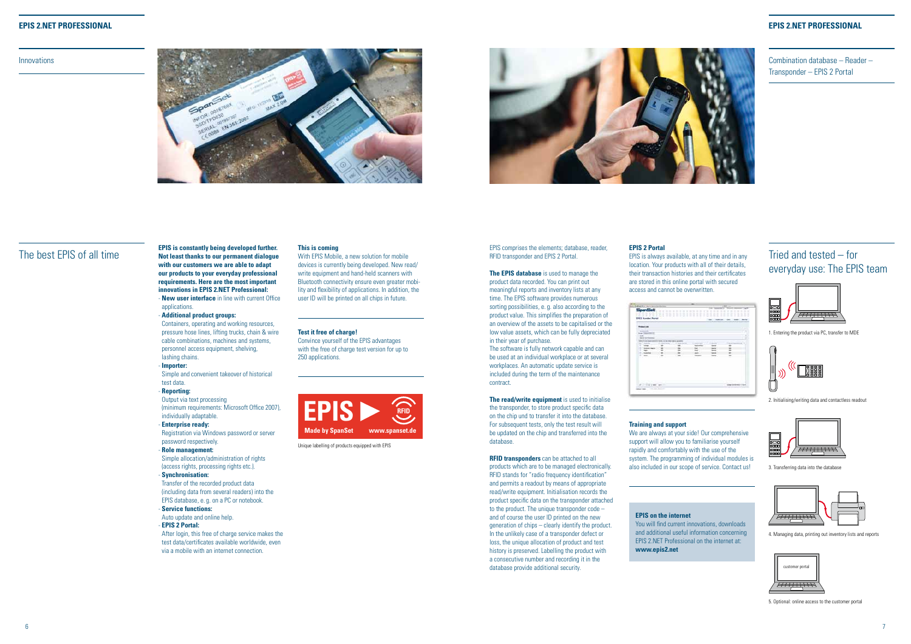Innovations

## The best EPIS of all time

**EPIS is constantly being developed further. Not least thanks to our permanent dialogue with our customers we are able to adapt our products to your everyday professional requirements. Here are the most important innovations in EPIS 2.NET Professional:**

- **New user interface** in line with current Office applications.
- **Additional product groups:** Containers, operating and working resources, pressure hose lines, lifting trucks, chain & wire cable combinations, machines and systems, personnel access equipment, shelving, lashing chains.
- **Importer:** Simple and convenient takeover of historical test data.
- **Reporting:** Output via text processing (minimum requirements: Microsoft Office 2007), individually adaptable.
- **Enterprise ready:** Registration via Windows password or server password respectively.
- **Role management:** Simple allocation/administration of rights (access rights, processing rights etc.).
- **Synchronisation:** Transfer of the recorded product data (including data from several readers) into the EPIS database, e. g. on a PC or notebook.
- **Service functions:** Auto update and online help.
- **EPIS 2 Portal:** After login, this free of charge service makes the test data/certificates available worldwide, even via a mobile with an internet connection.

**This is coming**

With EPIS Mobile, a new solution for mobile devices is currently being developed. New read/write equipment and hand-held scanners with Bluetooth connectivity ensure even greater mobility and flexibility of applications. In addition, the user ID will be printed on all chips in future.

**Test it free of charge!**

Convince yourself of the EPIS advantages with the free of charge test version for up to 250 applications.

EPIS RFID – Made by SpanSet – www.spanset.de

Unique labelling of products equipped with EPIS

Combination database – Reader – Transponder – EPIS 2 Portal

EPIS comprises the elements; database, reader, RFID transponder and EPIS 2 Portal.

**The EPIS database** is used to manage the product data recorded. You can print out meaningful reports and inventory lists at any time. The EPIS software provides numerous sorting possibilities, e. g. also according to the product value. This simplifies the preparation of an overview of the assets to be capitalised or the low value assets, which can be fully depreciated in their year of purchase.
The software is fully network capable and can be used at an individual workplace or at several workplaces. An automatic update service is included during the term of the maintenance contract.

**The read/write equipment** is used to initialise the transponder, to store product specific data on the chip and to transfer it into the database. For subsequent tests, only the test result will be updated on the chip and transferred into the database.

**RFID transponders** can be attached to all products which are to be managed electronically. RFID stands for "radio frequency identification" and permits a readout by means of appropriate read/write equipment. Initialisation records the product specific data on the transponder attached to the product. The unique transponder code – and of course the user ID printed on the new generation of chips – clearly identify the product. In the unlikely case of a transponder defect or loss, the unique allocation of product and test history is preserved. Labelling the product with a consecutive number and recording it in the database provide additional security.

**EPIS 2 Portal**

EPIS is always available, at any time and in any location. Your products with all of their details, their transaction histories and their certificates are stored in this online portal with secured access and cannot be overwritten.

**Training and support**

We are always at your side! Our comprehensive support will allow you to familiarise yourself rapidly and comfortably with the use of the system. The programming of individual modules is also included in our scope of service. Contact us!

**EPIS on the internet**

You will find current innovations, downloads and additional useful information concerning EPIS 2.NET Professional on the internet at: **www.epis2.net**

## Tried and tested – for everyday use: The EPIS team

1. Entering the product via PC, transfer to MDE

2. Initialising/writing data and contactless readout

3. Transferring data into the database

4. Managing data, printing out inventory lists and reports

customer portal

5. Optional: online access to the customer portal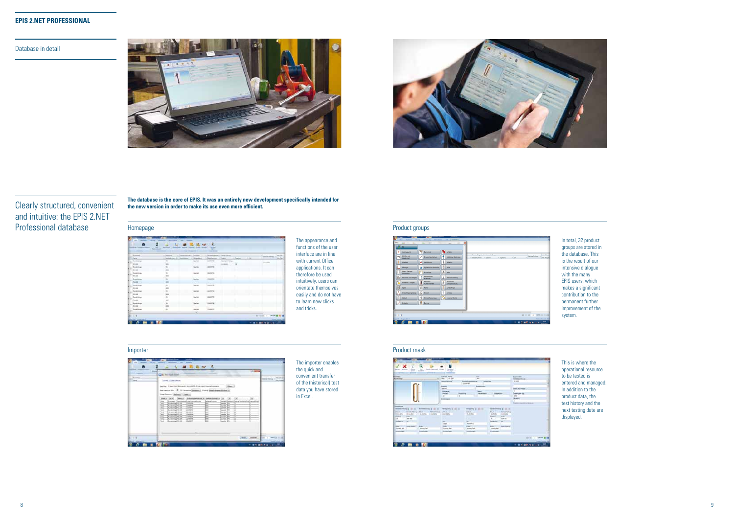Database in detail

## Clearly structured, convenient and intuitive: the EPIS 2.NET Professional database

**The database is the core of EPIS. It was an entirely new development specifically intended for the new version in order to make its use even more efficient.**

### Homepage

The appearance and functions of the user interface are in line with current Office applications. It can therefore be used intuitively, users can orientate themselves easily and do not have to learn new clicks and tricks.

### Importer

The importer enables the quick and convenient transfer of the (historical) test data you have stored in Excel.

### Product groups

In total, 32 product groups are stored in the database. This is the result of our intensive dialogue with the many EPIS users, which makes a significant contribution to the permanent further improvement of the system.

### Product mask

This is where the operational resource to be tested is entered and managed. In addition to the product data, the test history and the next testing date are displayed.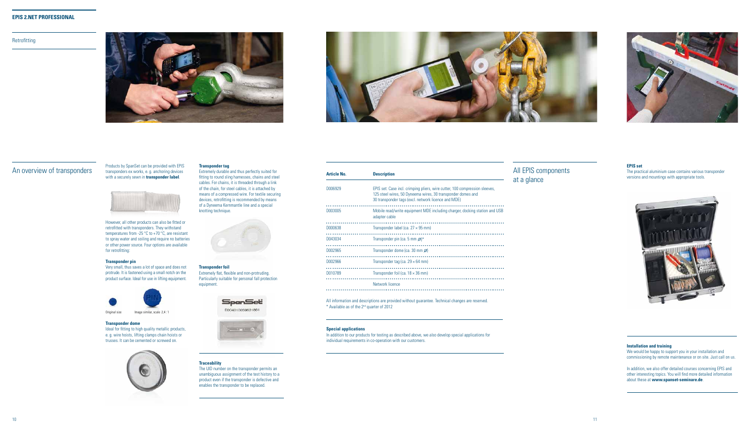## An overview of transponders

Products by SpanSet can be provided with EPIS transponders ex works, e. g. anchoring devices with a securely sewn in **transponder label**.

However, all other products can also be fitted or retrofitted with transponders. They withstand temperatures from -25 °C to +70 °C, are resistant to spray water and soiling and require no batteries or other power source. Four options are available for retrofitting:

**Transponder pin**
Very small, thus saves a lot of space and does not protrude. It is fastened using a small notch on the product surface. Ideal for use in lifting equipment.

Original size    Image similar, scale 2,4 : 1

**Transponder dome**
Ideal for fitting to high quality metallic products, e. g. wire hoists, lifting clamps chain hoists or trusses. It can be cemented or screwed on.

**Transponder tag**
Extremely durable and thus perfectly suited for fitting to round sling harnesses, chains and steel cables. For chains, it is threaded through a link of the chain, for steel cables, it is attached by means of a compressed wire. For textile securing devices, retrofitting is recommended by means of a Dyneema Kernmantle line and a special knotting technique.

**Transponder foil**
Extremely flat, flexible and non-protruding. Particularly suitable for personal fall protection equipment.

**Traceability**
The UID number on the transponder permits an unambiguous assignment of the test history to a product even if the transponder is defective and enables the transponder to be replaced.

## All EPIS components at a glance

| Article No. | Description |
|---|---|
| D006929 | EPIS set: Case incl. crimping pliers, wire cutter, 100 compression sleeves, 125 steel wires, 50 Dyneema wires, 30 transponder domes and 30 transponder tags (excl. network licence and MDE) |
| D003005 | Mobile read/write equipment MDE including charger, docking station and USB adapter cable |
| D000638 | Transponder label (ca. 27 × 95 mm) |
| D043034 | Transponder pin (ca. 5 mm ⌀)* |
| D002965 | Transponder dome (ca. 30 mm ⌀) |
| D002966 | Transponder tag (ca. 29 × 64 mm) |
| D010789 | Transponder foil (ca. 18 × 36 mm) |
| | Network licence |

All information and descriptions are provided without guarantee. Technical changes are reserved.
* Available as of the 2nd quarter of 2012

**Special applications**
In addition to our products for testing as described above, we also develop special applications for individual requirements in co-operation with our customers.

**EPIS set**
The practical aluminium case contains various transponder versions and mountings with appropriate tools.

**Installation and training**
We would be happy to support you in your installation and commissioning by remote maintenance or on site. Just call on us.

In addition, we also offer detailed courses concerning EPIS and other interesting topics. You will find more detailed information about these at **www.spanset-seminare.de**.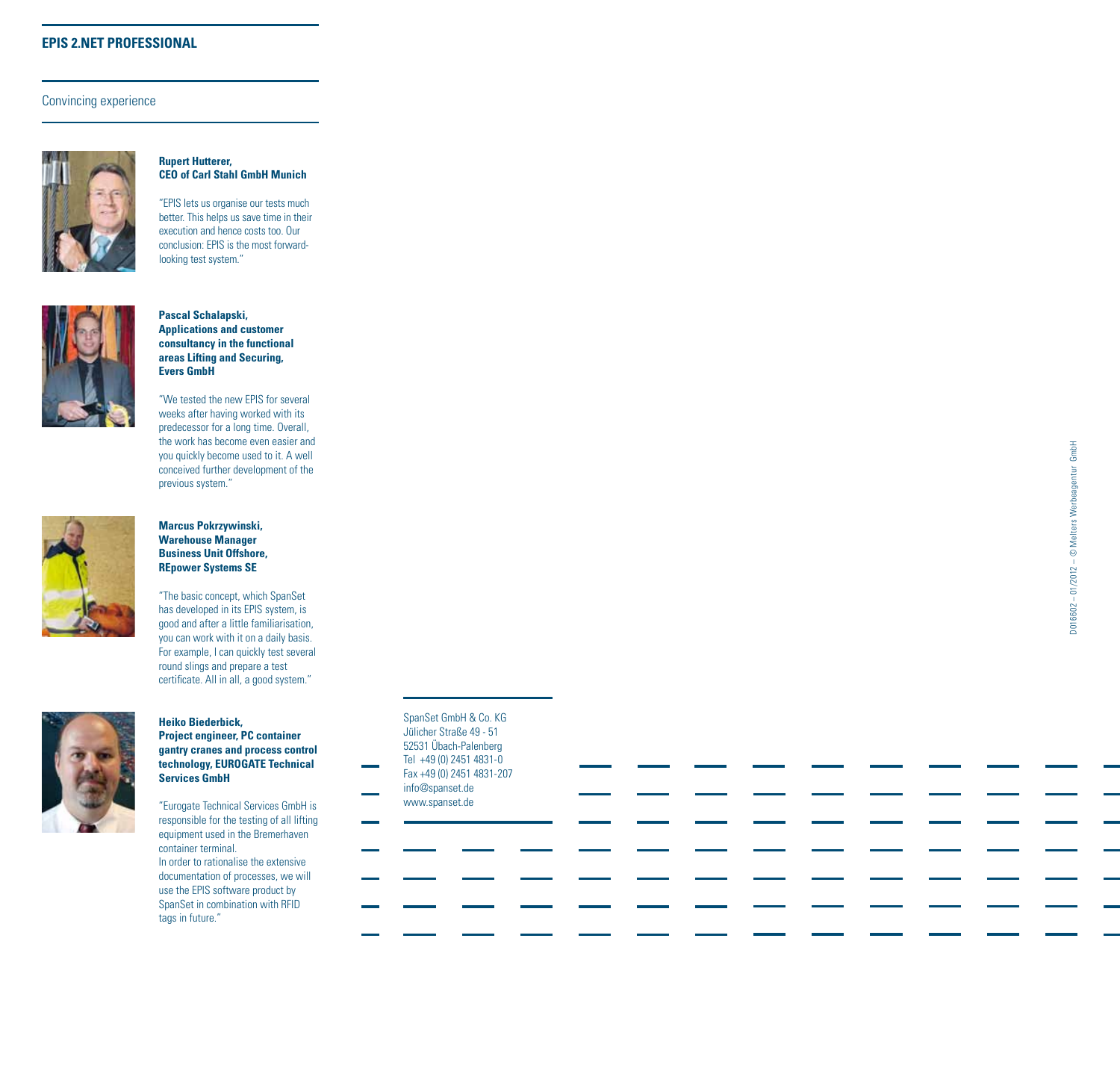## EPIS 2.NET PROFESSIONAL

### Convincing experience

**Rupert Hutterer,**
**CEO of Carl Stahl GmbH Munich**

"EPIS lets us organise our tests much better. This helps us save time in their execution and hence costs too. Our conclusion: EPIS is the most forward-looking test system."

**Pascal Schalapski,**
**Applications and customer consultancy in the functional areas Lifting and Securing, Evers GmbH**

"We tested the new EPIS for several weeks after having worked with its predecessor for a long time. Overall, the work has become even easier and you quickly become used to it. A well conceived further development of the previous system."

**Marcus Pokrzywinski,**
**Warehouse Manager**
**Business Unit Offshore,**
**REpower Systems SE**

"The basic concept, which SpanSet has developed in its EPIS system, is good and after a little familiarisation, you can work with it on a daily basis. For example, I can quickly test several round slings and prepare a test certificate. All in all, a good system."

**Heiko Biederbick,**
**Project engineer, PC container gantry cranes and process control technology, EUROGATE Technical Services GmbH**

"Eurogate Technical Services GmbH is responsible for the testing of all lifting equipment used in the Bremerhaven container terminal.
In order to rationalise the extensive documentation of processes, we will use the EPIS software product by SpanSet in combination with RFID tags in future."

SpanSet GmbH & Co. KG
Jülicher Straße 49 - 51
52531 Übach-Palenberg
Tel +49 (0) 2451 4831-0
Fax +49 (0) 2451 4831-207
info@spanset.de
www.spanset.de

D016602 – 01/2012 – © Melters Werbeagentur GmbH